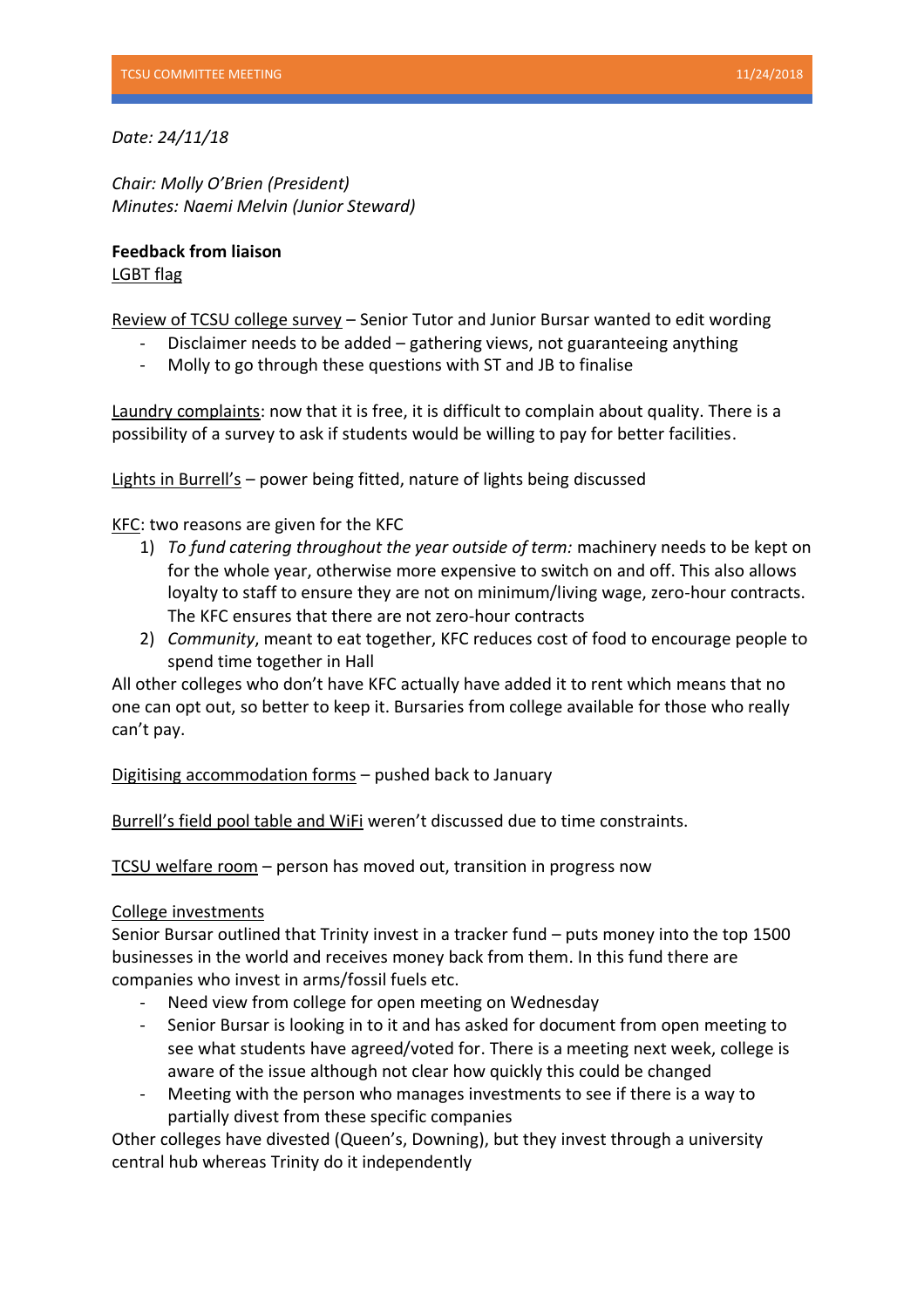*Date: 24/11/18*

*Chair: Molly O'Brien (President)*
*Minutes: Naemi Melvin (Junior Steward)*

**Feedback from liaison**

LGBT flag

Review of TCSU college survey – Senior Tutor and Junior Bursar wanted to edit wording

- Disclaimer needs to be added – gathering views, not guaranteeing anything
- Molly to go through these questions with ST and JB to finalise

Laundry complaints: now that it is free, it is difficult to complain about quality. There is a possibility of a survey to ask if students would be willing to pay for better facilities.

Lights in Burrell's – power being fitted, nature of lights being discussed

KFC: two reasons are given for the KFC

1) *To fund catering throughout the year outside of term:* machinery needs to be kept on for the whole year, otherwise more expensive to switch on and off. This also allows loyalty to staff to ensure they are not on minimum/living wage, zero-hour contracts. The KFC ensures that there are not zero-hour contracts
2) *Community*, meant to eat together, KFC reduces cost of food to encourage people to spend time together in Hall

All other colleges who don't have KFC actually have added it to rent which means that no one can opt out, so better to keep it. Bursaries from college available for those who really can't pay.

Digitising accommodation forms – pushed back to January

Burrell's field pool table and WiFi weren't discussed due to time constraints.

TCSU welfare room – person has moved out, transition in progress now

College investments

Senior Bursar outlined that Trinity invest in a tracker fund – puts money into the top 1500 businesses in the world and receives money back from them. In this fund there are companies who invest in arms/fossil fuels etc.

- Need view from college for open meeting on Wednesday
- Senior Bursar is looking in to it and has asked for document from open meeting to see what students have agreed/voted for. There is a meeting next week, college is aware of the issue although not clear how quickly this could be changed
- Meeting with the person who manages investments to see if there is a way to partially divest from these specific companies

Other colleges have divested (Queen's, Downing), but they invest through a university central hub whereas Trinity do it independently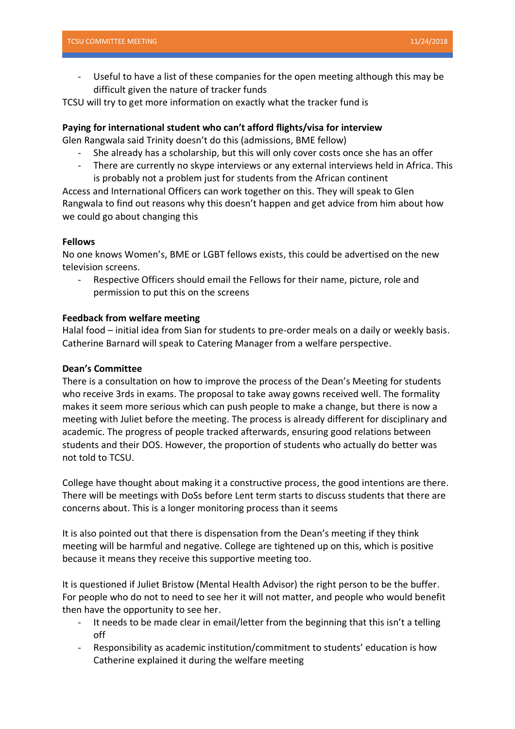- Useful to have a list of these companies for the open meeting although this may be difficult given the nature of tracker funds

TCSU will try to get more information on exactly what the tracker fund is

**Paying for international student who can't afford flights/visa for interview**

Glen Rangwala said Trinity doesn't do this (admissions, BME fellow)

- She already has a scholarship, but this will only cover costs once she has an offer
- There are currently no skype interviews or any external interviews held in Africa. This is probably not a problem just for students from the African continent

Access and International Officers can work together on this. They will speak to Glen Rangwala to find out reasons why this doesn't happen and get advice from him about how we could go about changing this

**Fellows**

No one knows Women's, BME or LGBT fellows exists, this could be advertised on the new television screens.

- Respective Officers should email the Fellows for their name, picture, role and permission to put this on the screens

**Feedback from welfare meeting**

Halal food – initial idea from Sian for students to pre-order meals on a daily or weekly basis. Catherine Barnard will speak to Catering Manager from a welfare perspective.

**Dean's Committee**

There is a consultation on how to improve the process of the Dean's Meeting for students who receive 3rds in exams. The proposal to take away gowns received well. The formality makes it seem more serious which can push people to make a change, but there is now a meeting with Juliet before the meeting. The process is already different for disciplinary and academic. The progress of people tracked afterwards, ensuring good relations between students and their DOS. However, the proportion of students who actually do better was not told to TCSU.

College have thought about making it a constructive process, the good intentions are there. There will be meetings with DoSs before Lent term starts to discuss students that there are concerns about. This is a longer monitoring process than it seems

It is also pointed out that there is dispensation from the Dean's meeting if they think meeting will be harmful and negative. College are tightened up on this, which is positive because it means they receive this supportive meeting too.

It is questioned if Juliet Bristow (Mental Health Advisor) the right person to be the buffer. For people who do not to need to see her it will not matter, and people who would benefit then have the opportunity to see her.

- It needs to be made clear in email/letter from the beginning that this isn't a telling off
- Responsibility as academic institution/commitment to students' education is how Catherine explained it during the welfare meeting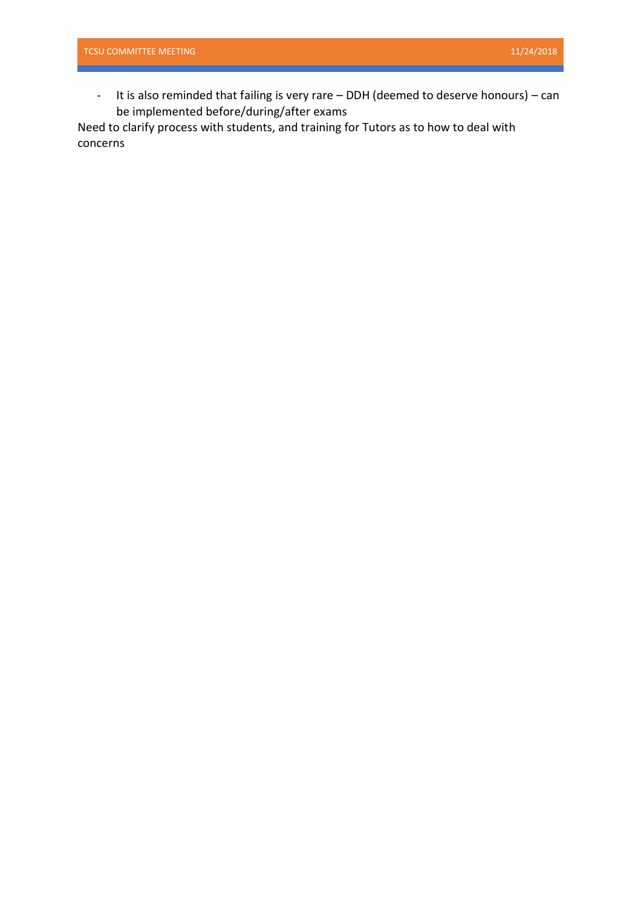- It is also reminded that failing is very rare – DDH (deemed to deserve honours) – can be implemented before/during/after exams

Need to clarify process with students, and training for Tutors as to how to deal with concerns